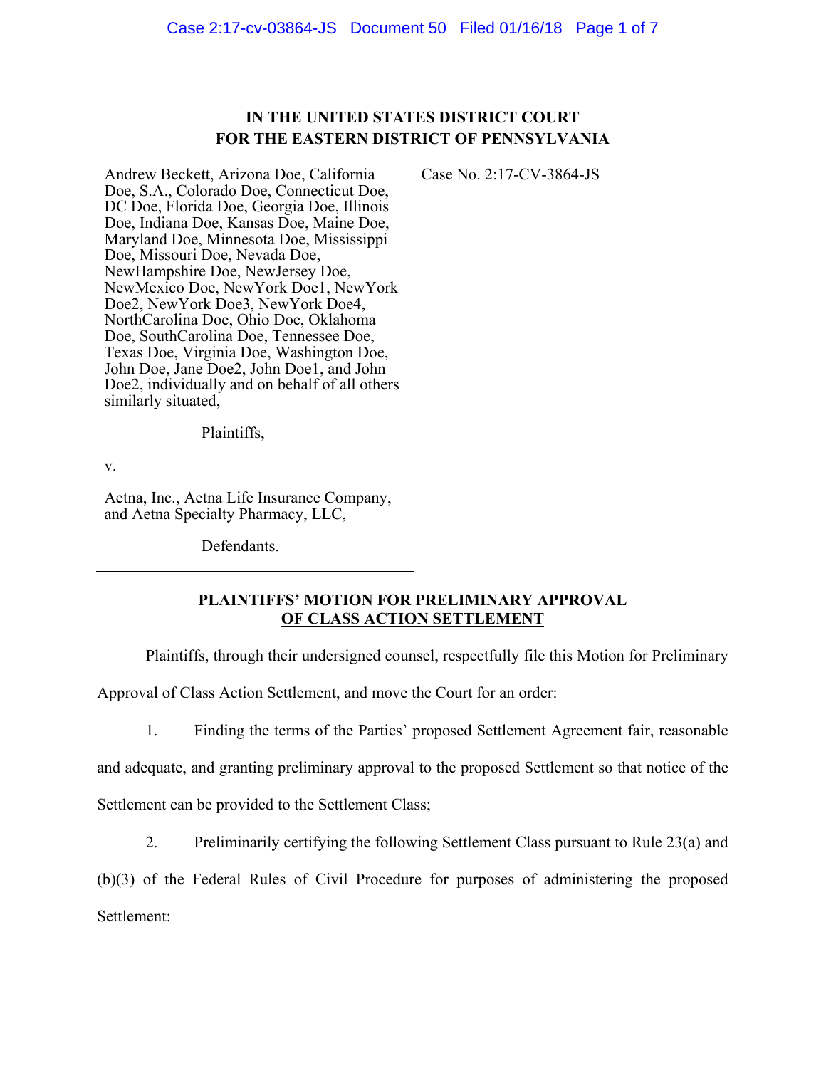**IN THE UNITED STATES DISTRICT COURT**
**FOR THE EASTERN DISTRICT OF PENNSYLVANIA**

Andrew Beckett, Arizona Doe, California Doe, S.A., Colorado Doe, Connecticut Doe, DC Doe, Florida Doe, Georgia Doe, Illinois Doe, Indiana Doe, Kansas Doe, Maine Doe, Maryland Doe, Minnesota Doe, Mississippi Doe, Missouri Doe, Nevada Doe, NewHampshire Doe, NewJersey Doe, NewMexico Doe, NewYork Doe1, NewYork Doe2, NewYork Doe3, NewYork Doe4, NorthCarolina Doe, Ohio Doe, Oklahoma Doe, SouthCarolina Doe, Tennessee Doe, Texas Doe, Virginia Doe, Washington Doe, John Doe, Jane Doe2, John Doe1, and John Doe2, individually and on behalf of all others similarly situated,

Plaintiffs,

v.

Aetna, Inc., Aetna Life Insurance Company, and Aetna Specialty Pharmacy, LLC,

Defendants.

Case No. 2:17-CV-3864-JS

**PLAINTIFFS' MOTION FOR PRELIMINARY APPROVAL**
**OF CLASS ACTION SETTLEMENT**

Plaintiffs, through their undersigned counsel, respectfully file this Motion for Preliminary Approval of Class Action Settlement, and move the Court for an order:

1. Finding the terms of the Parties' proposed Settlement Agreement fair, reasonable and adequate, and granting preliminary approval to the proposed Settlement so that notice of the Settlement can be provided to the Settlement Class;

2. Preliminarily certifying the following Settlement Class pursuant to Rule 23(a) and (b)(3) of the Federal Rules of Civil Procedure for purposes of administering the proposed Settlement: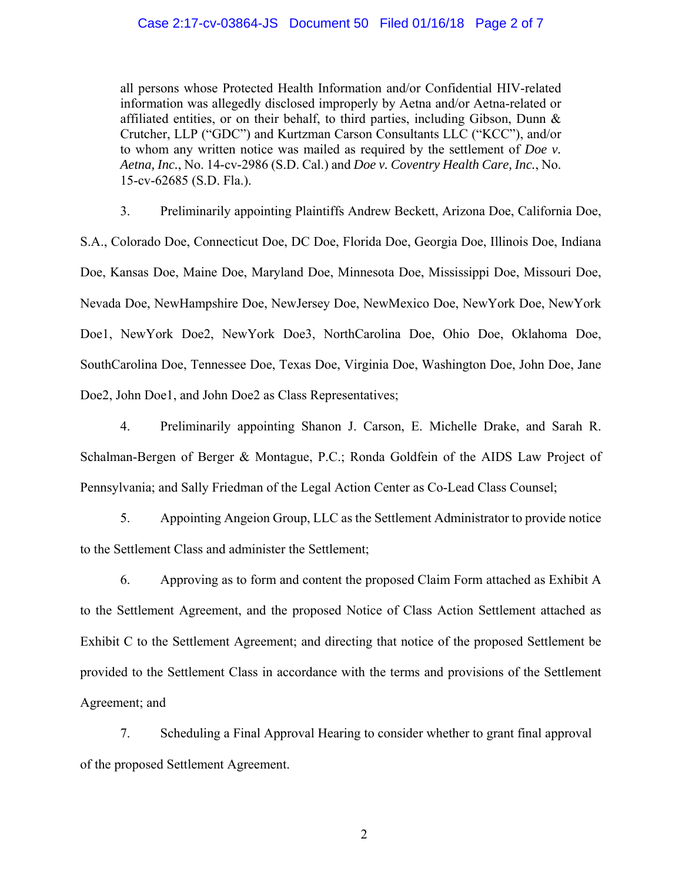all persons whose Protected Health Information and/or Confidential HIV-related information was allegedly disclosed improperly by Aetna and/or Aetna-related or affiliated entities, or on their behalf, to third parties, including Gibson, Dunn & Crutcher, LLP ("GDC") and Kurtzman Carson Consultants LLC ("KCC"), and/or to whom any written notice was mailed as required by the settlement of *Doe v. Aetna, Inc.*, No. 14-cv-2986 (S.D. Cal.) and *Doe v. Coventry Health Care, Inc.*, No. 15-cv-62685 (S.D. Fla.).

3. Preliminarily appointing Plaintiffs Andrew Beckett, Arizona Doe, California Doe, S.A., Colorado Doe, Connecticut Doe, DC Doe, Florida Doe, Georgia Doe, Illinois Doe, Indiana Doe, Kansas Doe, Maine Doe, Maryland Doe, Minnesota Doe, Mississippi Doe, Missouri Doe, Nevada Doe, NewHampshire Doe, NewJersey Doe, NewMexico Doe, NewYork Doe, NewYork Doe1, NewYork Doe2, NewYork Doe3, NorthCarolina Doe, Ohio Doe, Oklahoma Doe, SouthCarolina Doe, Tennessee Doe, Texas Doe, Virginia Doe, Washington Doe, John Doe, Jane Doe2, John Doe1, and John Doe2 as Class Representatives;

4. Preliminarily appointing Shanon J. Carson, E. Michelle Drake, and Sarah R. Schalman-Bergen of Berger & Montague, P.C.; Ronda Goldfein of the AIDS Law Project of Pennsylvania; and Sally Friedman of the Legal Action Center as Co-Lead Class Counsel;

5. Appointing Angeion Group, LLC as the Settlement Administrator to provide notice to the Settlement Class and administer the Settlement;

6. Approving as to form and content the proposed Claim Form attached as Exhibit A to the Settlement Agreement, and the proposed Notice of Class Action Settlement attached as Exhibit C to the Settlement Agreement; and directing that notice of the proposed Settlement be provided to the Settlement Class in accordance with the terms and provisions of the Settlement Agreement; and

7. Scheduling a Final Approval Hearing to consider whether to grant final approval of the proposed Settlement Agreement.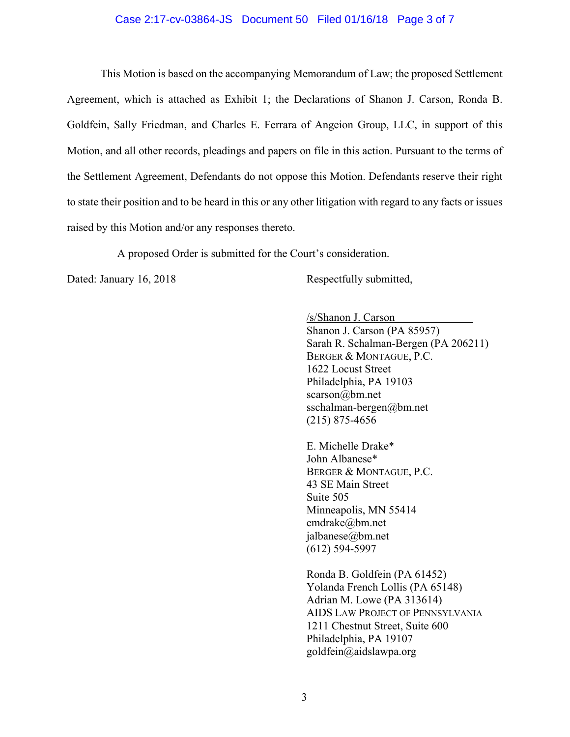This Motion is based on the accompanying Memorandum of Law; the proposed Settlement Agreement, which is attached as Exhibit 1; the Declarations of Shanon J. Carson, Ronda B. Goldfein, Sally Friedman, and Charles E. Ferrara of Angeion Group, LLC, in support of this Motion, and all other records, pleadings and papers on file in this action. Pursuant to the terms of the Settlement Agreement, Defendants do not oppose this Motion. Defendants reserve their right to state their position and to be heard in this or any other litigation with regard to any facts or issues raised by this Motion and/or any responses thereto.

A proposed Order is submitted for the Court's consideration.

Dated: January 16, 2018

Respectfully submitted,

/s/Shanon J. Carson  
Shanon J. Carson (PA 85957)  
Sarah R. Schalman-Bergen (PA 206211)  
BERGER & MONTAGUE, P.C.  
1622 Locust Street  
Philadelphia, PA 19103  
scarson@bm.net  
sschalman-bergen@bm.net  
(215) 875-4656

E. Michelle Drake*  
John Albanese*  
BERGER & MONTAGUE, P.C.  
43 SE Main Street  
Suite 505  
Minneapolis, MN 55414  
emdrake@bm.net  
jalbanese@bm.net  
(612) 594-5997

Ronda B. Goldfein (PA 61452)  
Yolanda French Lollis (PA 65148)  
Adrian M. Lowe (PA 313614)  
AIDS LAW PROJECT OF PENNSYLVANIA  
1211 Chestnut Street, Suite 600  
Philadelphia, PA 19107  
goldfein@aidslawpa.org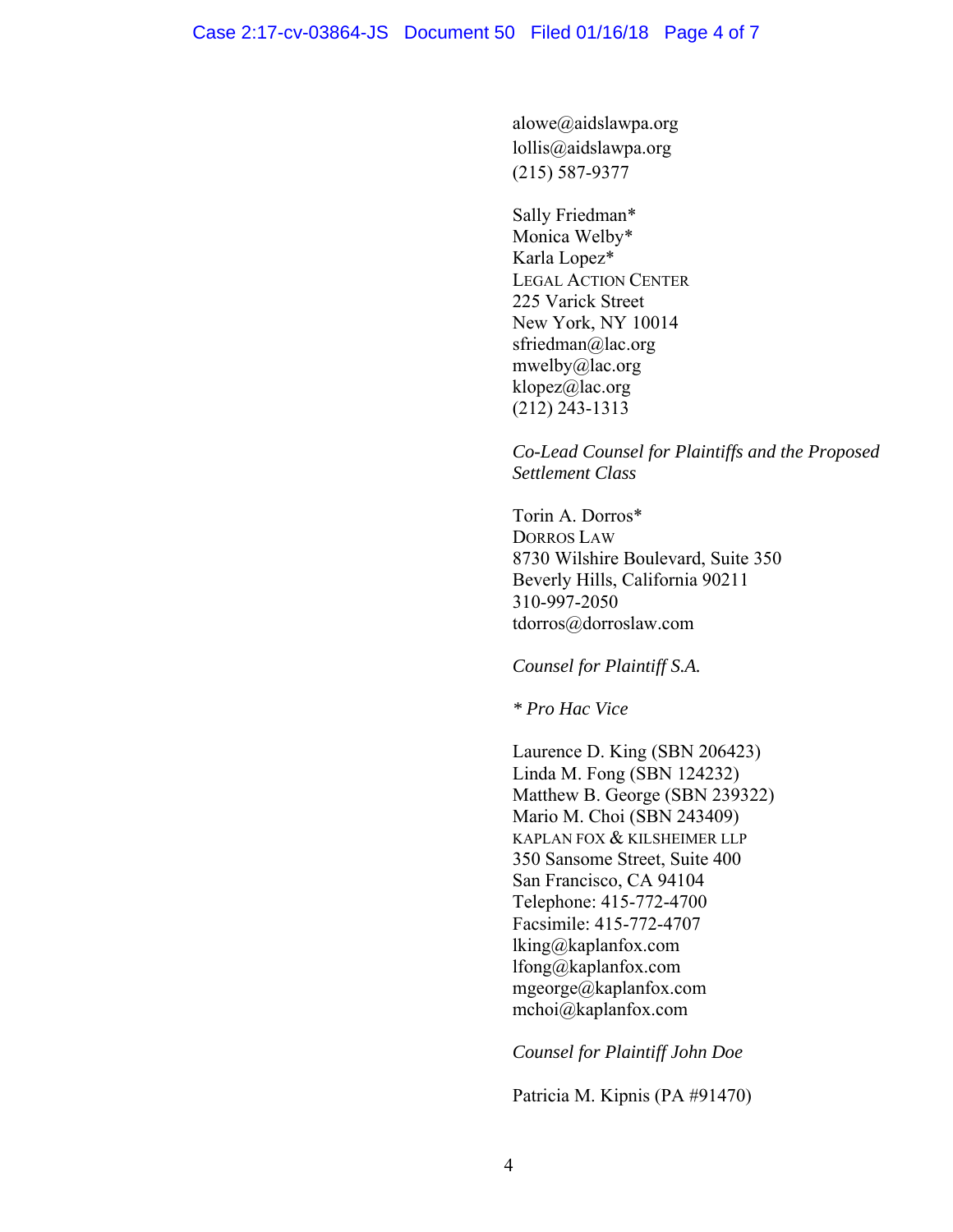alowe@aidslawpa.org
lollis@aidslawpa.org
(215) 587-9377

Sally Friedman*
Monica Welby*
Karla Lopez*
LEGAL ACTION CENTER
225 Varick Street
New York, NY 10014
sfriedman@lac.org
mwelby@lac.org
klopez@lac.org
(212) 243-1313

*Co-Lead Counsel for Plaintiffs and the Proposed Settlement Class*

Torin A. Dorros*
DORROS LAW
8730 Wilshire Boulevard, Suite 350
Beverly Hills, California 90211
310-997-2050
tdorros@dorroslaw.com

*Counsel for Plaintiff S.A.*

*\* Pro Hac Vice*

Laurence D. King (SBN 206423)
Linda M. Fong (SBN 124232)
Matthew B. George (SBN 239322)
Mario M. Choi (SBN 243409)
KAPLAN FOX & KILSHEIMER LLP
350 Sansome Street, Suite 400
San Francisco, CA 94104
Telephone: 415-772-4700
Facsimile: 415-772-4707
lking@kaplanfox.com
lfong@kaplanfox.com
mgeorge@kaplanfox.com
mchoi@kaplanfox.com

*Counsel for Plaintiff John Doe*

Patricia M. Kipnis (PA #91470)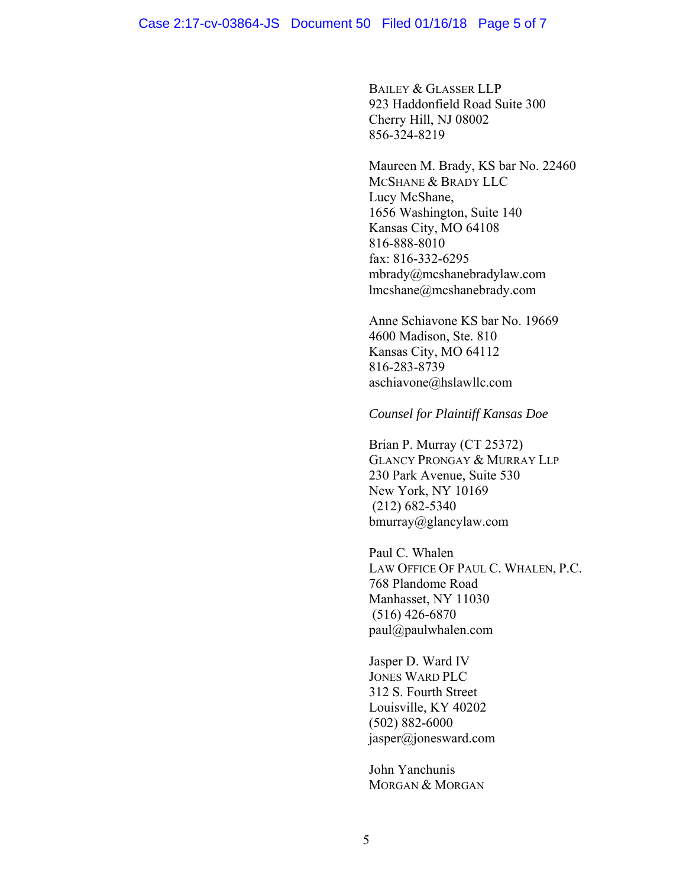BAILEY & GLASSER LLP
923 Haddonfield Road Suite 300
Cherry Hill, NJ 08002
856-324-8219

Maureen M. Brady, KS bar No. 22460
MCSHANE & BRADY LLC
Lucy McShane,
1656 Washington, Suite 140
Kansas City, MO 64108
816-888-8010
fax: 816-332-6295
mbrady@mcshanebradylaw.com
lmcshane@mcshanebrady.com

Anne Schiavone KS bar No. 19669
4600 Madison, Ste. 810
Kansas City, MO 64112
816-283-8739
aschiavone@hslawllc.com

*Counsel for Plaintiff Kansas Doe*

Brian P. Murray (CT 25372)
GLANCY PRONGAY & MURRAY LLP
230 Park Avenue, Suite 530
New York, NY 10169
(212) 682-5340
bmurray@glancylaw.com

Paul C. Whalen
LAW OFFICE OF PAUL C. WHALEN, P.C.
768 Plandome Road
Manhasset, NY 11030
(516) 426-6870
paul@paulwhalen.com

Jasper D. Ward IV
JONES WARD PLC
312 S. Fourth Street
Louisville, KY 40202
(502) 882-6000
jasper@jonesward.com

John Yanchunis
MORGAN & MORGAN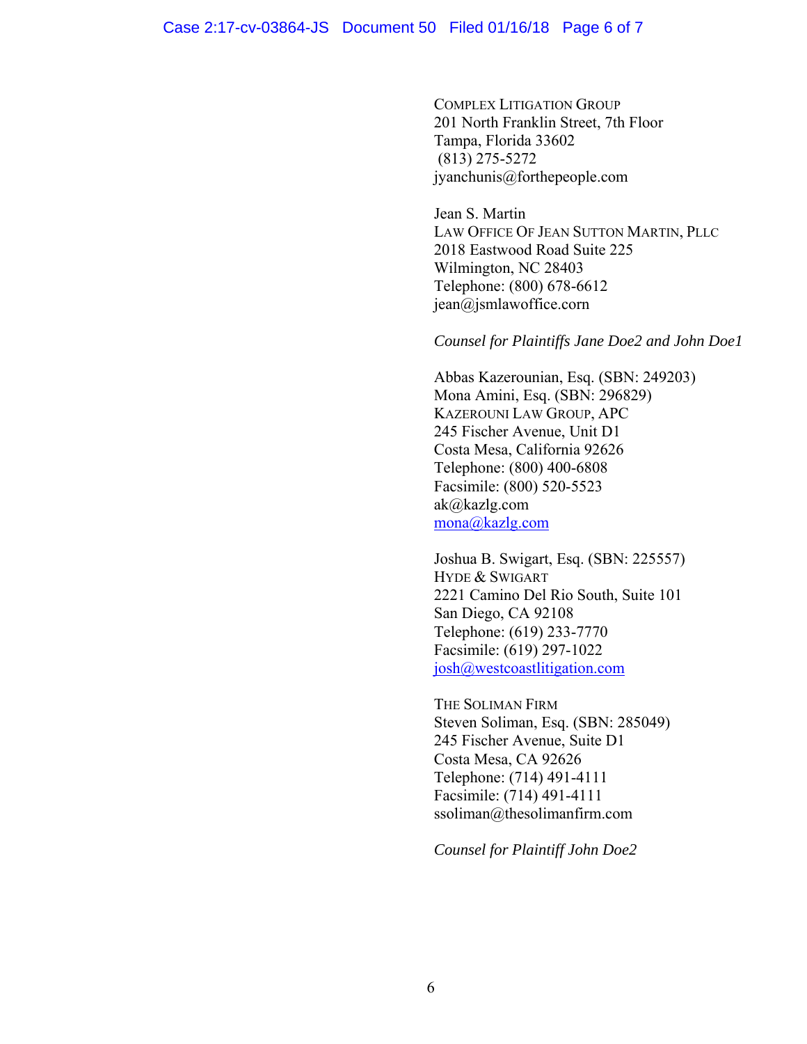COMPLEX LITIGATION GROUP
201 North Franklin Street, 7th Floor
Tampa, Florida 33602
(813) 275-5272
jyanchunis@forthepeople.com

Jean S. Martin
LAW OFFICE OF JEAN SUTTON MARTIN, PLLC
2018 Eastwood Road Suite 225
Wilmington, NC 28403
Telephone: (800) 678-6612
jean@jsmlawoffice.corn

*Counsel for Plaintiffs Jane Doe2 and John Doe1*

Abbas Kazerounian, Esq. (SBN: 249203)
Mona Amini, Esq. (SBN: 296829)
KAZEROUNI LAW GROUP, APC
245 Fischer Avenue, Unit D1
Costa Mesa, California 92626
Telephone: (800) 400-6808
Facsimile: (800) 520-5523
ak@kazlg.com
mona@kazlg.com

Joshua B. Swigart, Esq. (SBN: 225557)
HYDE & SWIGART
2221 Camino Del Rio South, Suite 101
San Diego, CA 92108
Telephone: (619) 233-7770
Facsimile: (619) 297-1022
josh@westcoastlitigation.com

THE SOLIMAN FIRM
Steven Soliman, Esq. (SBN: 285049)
245 Fischer Avenue, Suite D1
Costa Mesa, CA 92626
Telephone: (714) 491-4111
Facsimile: (714) 491-4111
ssoliman@thesolimanfirm.com

*Counsel for Plaintiff John Doe2*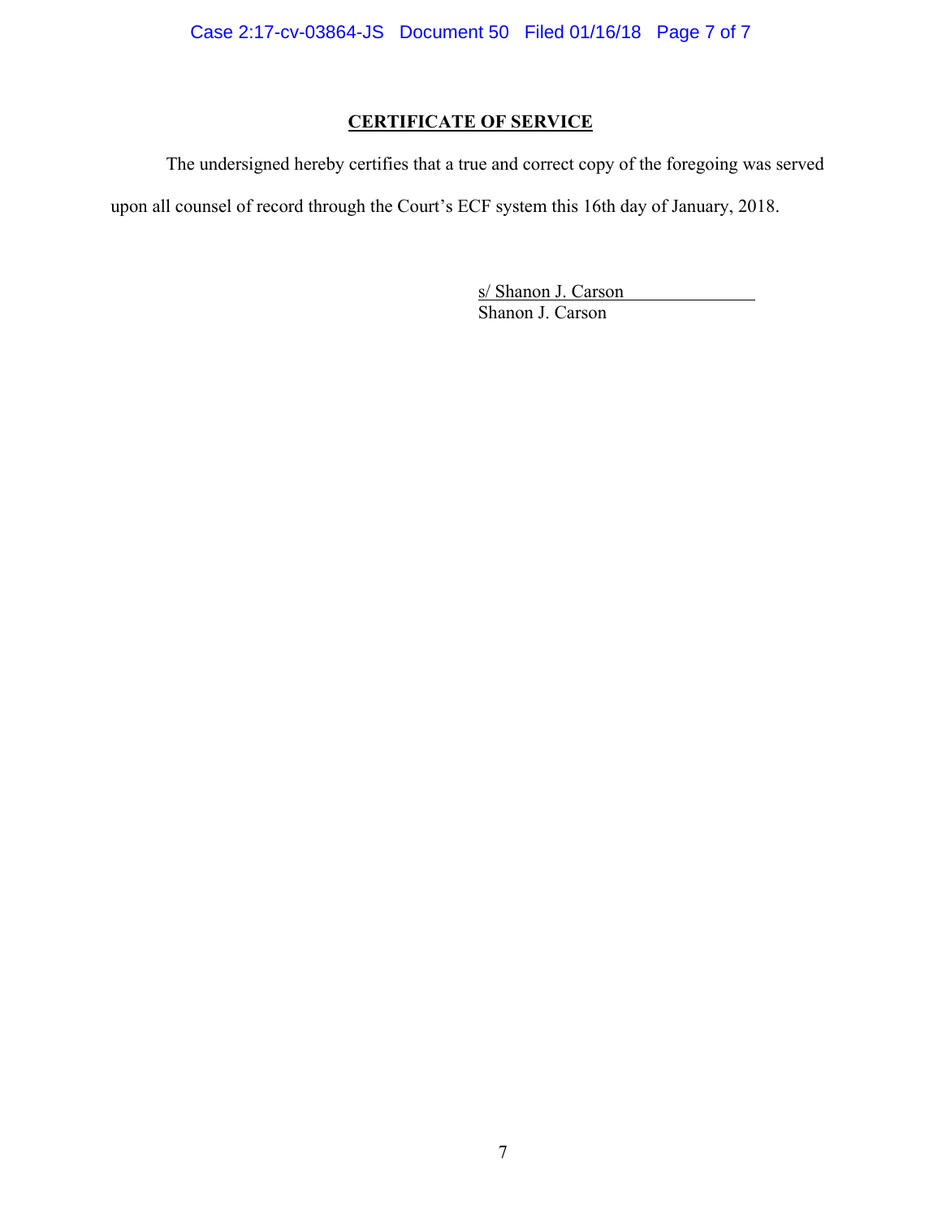## CERTIFICATE OF SERVICE

The undersigned hereby certifies that a true and correct copy of the foregoing was served upon all counsel of record through the Court's ECF system this 16th day of January, 2018.

s/ Shanon J. Carson
Shanon J. Carson